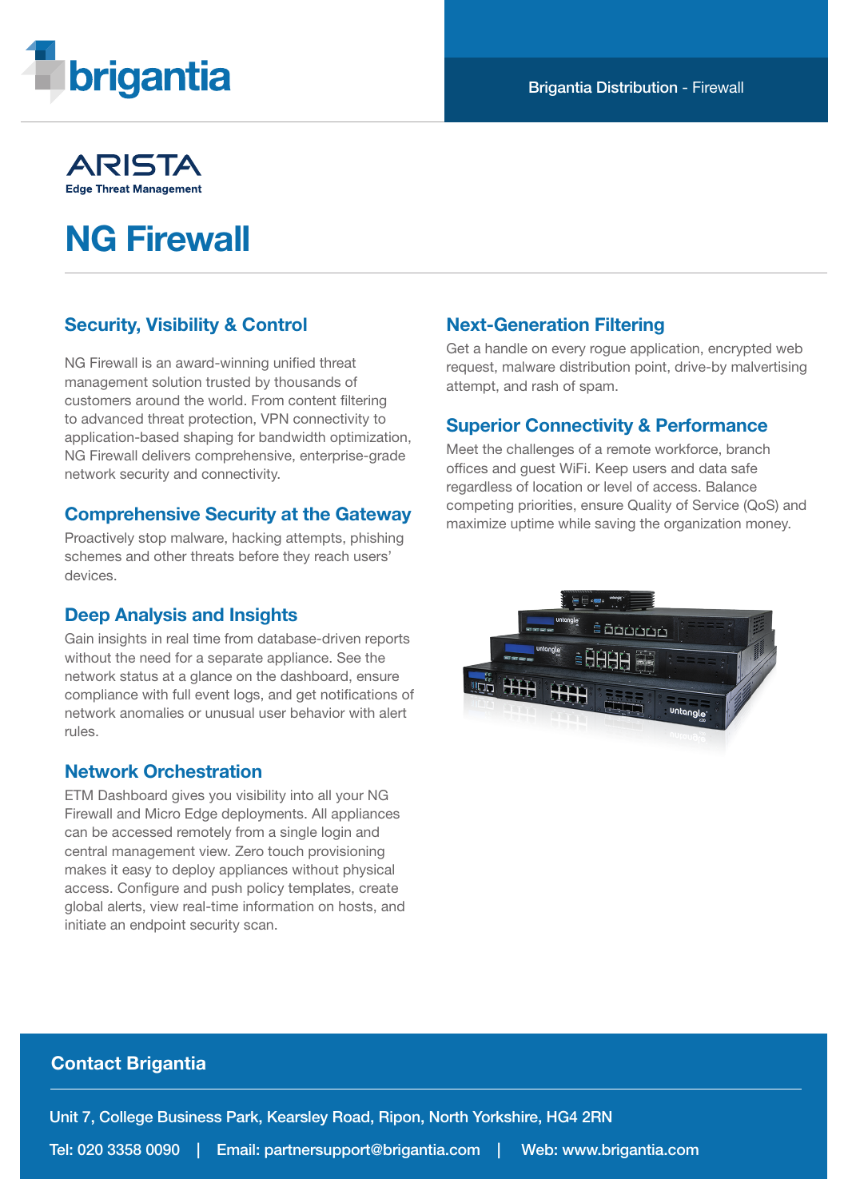brigantia

Brigantia Distribution - Firewall

ARISTA
Edge Threat Management

# NG Firewall

## Security, Visibility & Control

NG Firewall is an award-winning unified threat management solution trusted by thousands of customers around the world. From content filtering to advanced threat protection, VPN connectivity to application-based shaping for bandwidth optimization, NG Firewall delivers comprehensive, enterprise-grade network security and connectivity.

## Comprehensive Security at the Gateway

Proactively stop malware, hacking attempts, phishing schemes and other threats before they reach users' devices.

## Deep Analysis and Insights

Gain insights in real time from database-driven reports without the need for a separate appliance. See the network status at a glance on the dashboard, ensure compliance with full event logs, and get notifications of network anomalies or unusual user behavior with alert rules.

## Network Orchestration

ETM Dashboard gives you visibility into all your NG Firewall and Micro Edge deployments. All appliances can be accessed remotely from a single login and central management view. Zero touch provisioning makes it easy to deploy appliances without physical access. Configure and push policy templates, create global alerts, view real-time information on hosts, and initiate an endpoint security scan.

## Next-Generation Filtering

Get a handle on every rogue application, encrypted web request, malware distribution point, drive-by malvertising attempt, and rash of spam.

## Superior Connectivity & Performance

Meet the challenges of a remote workforce, branch offices and guest WiFi. Keep users and data safe regardless of location or level of access. Balance competing priorities, ensure Quality of Service (QoS) and maximize uptime while saving the organization money.

## Contact Brigantia

Unit 7, College Business Park, Kearsley Road, Ripon, North Yorkshire, HG4 2RN

Tel: 020 3358 0090 | Email: partnersupport@brigantia.com | Web: www.brigantia.com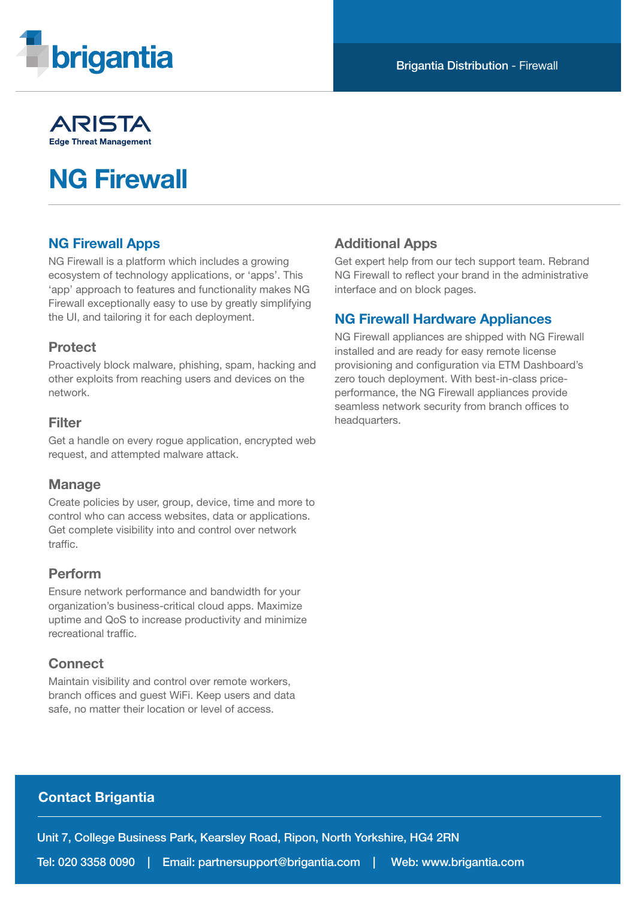ARISTA
Edge Threat Management

# NG Firewall

## NG Firewall Apps

NG Firewall is a platform which includes a growing ecosystem of technology applications, or 'apps'. This 'app' approach to features and functionality makes NG Firewall exceptionally easy to use by greatly simplifying the UI, and tailoring it for each deployment.

### Protect

Proactively block malware, phishing, spam, hacking and other exploits from reaching users and devices on the network.

### Filter

Get a handle on every rogue application, encrypted web request, and attempted malware attack.

### Manage

Create policies by user, group, device, time and more to control who can access websites, data or applications. Get complete visibility into and control over network traffic.

### Perform

Ensure network performance and bandwidth for your organization's business-critical cloud apps. Maximize uptime and QoS to increase productivity and minimize recreational traffic.

### Connect

Maintain visibility and control over remote workers, branch offices and guest WiFi. Keep users and data safe, no matter their location or level of access.

### Additional Apps

Get expert help from our tech support team. Rebrand NG Firewall to reflect your brand in the administrative interface and on block pages.

## NG Firewall Hardware Appliances

NG Firewall appliances are shipped with NG Firewall installed and are ready for easy remote license provisioning and configuration via ETM Dashboard's zero touch deployment. With best-in-class price-performance, the NG Firewall appliances provide seamless network security from branch offices to headquarters.

## Contact Brigantia

Unit 7, College Business Park, Kearsley Road, Ripon, North Yorkshire, HG4 2RN

Tel: 020 3358 0090 | Email: partnersupport@brigantia.com | Web: www.brigantia.com